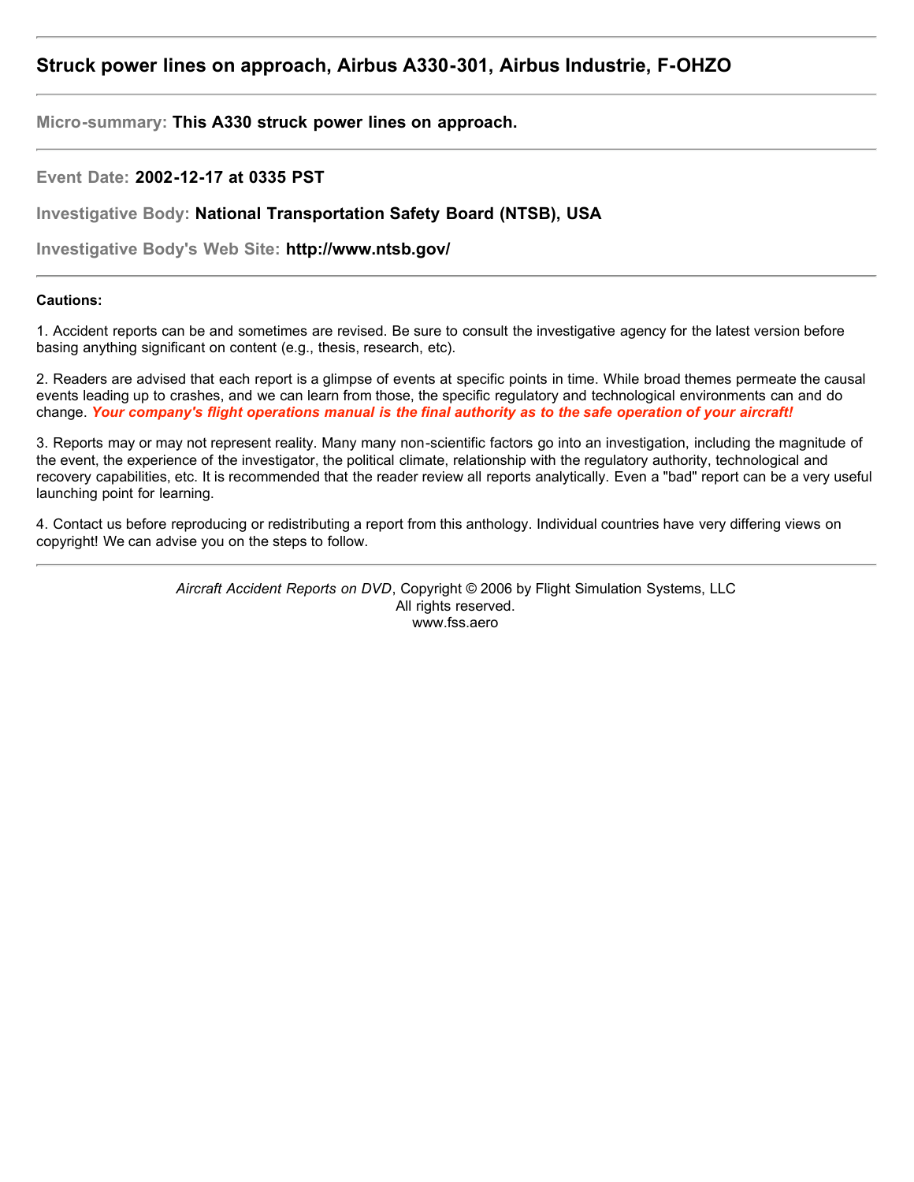---

## Struck power lines on approach, Airbus A330-301, Airbus Industrie, F-OHZO

---

**Micro-summary: This A330 struck power lines on approach.**

---

**Event Date: 2002-12-17 at 0335 PST**

**Investigative Body: National Transportation Safety Board (NTSB), USA**

**Investigative Body's Web Site: http://www.ntsb.gov/**

---

**Cautions:**

1. Accident reports can be and sometimes are revised. Be sure to consult the investigative agency for the latest version before basing anything significant on content (e.g., thesis, research, etc).

2. Readers are advised that each report is a glimpse of events at specific points in time. While broad themes permeate the causal events leading up to crashes, and we can learn from those, the specific regulatory and technological environments can and do change. ***Your company's flight operations manual is the final authority as to the safe operation of your aircraft!***

3. Reports may or may not represent reality. Many many non-scientific factors go into an investigation, including the magnitude of the event, the experience of the investigator, the political climate, relationship with the regulatory authority, technological and recovery capabilities, etc. It is recommended that the reader review all reports analytically. Even a "bad" report can be a very useful launching point for learning.

4. Contact us before reproducing or redistributing a report from this anthology. Individual countries have very differing views on copyright! We can advise you on the steps to follow.

---

*Aircraft Accident Reports on DVD*, Copyright © 2006 by Flight Simulation Systems, LLC
All rights reserved.
www.fss.aero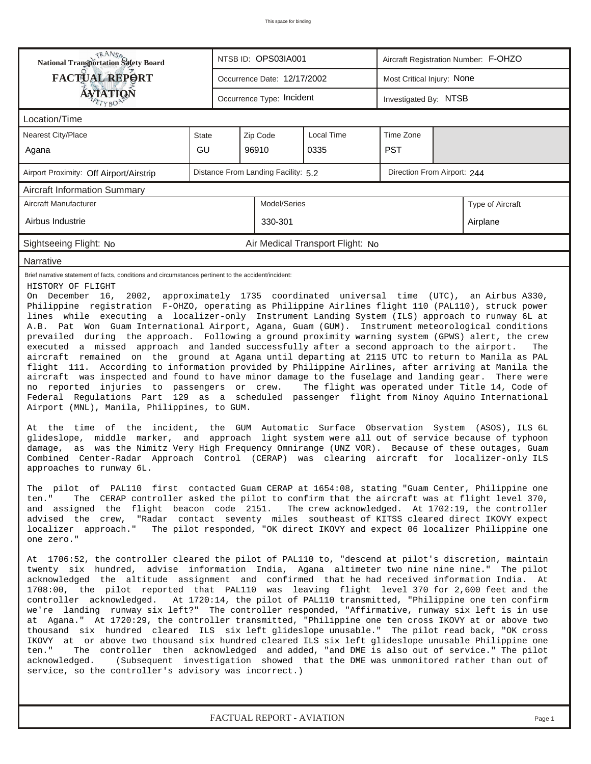| National Transportation Safety Board FACTUAL REPORT AVIATION | NTSB ID: OPS03IA001 | | | Aircraft Registration Number: F-OHZO | |
|---|---|---|---|---|---|
| | Occurrence Date: 12/17/2002 | | | Most Critical Injury: None | |
| | Occurrence Type: Incident | | | Investigated By: NTSB | |

**Location/Time**

| Nearest City/Place | State | Zip Code | Local Time | Time Zone |
|---|---|---|---|---|
| Agana | GU | 96910 | 0335 | PST |

| Airport Proximity: Off Airport/Airstrip | Distance From Landing Facility: 5.2 | Direction From Airport: 244 |
|---|---|---|

**Aircraft Information Summary**

| Aircraft Manufacturer | Model/Series | Type of Aircraft |
|---|---|---|
| Airbus Industrie | 330-301 | Airplane |

Sightseeing Flight: No    Air Medical Transport Flight: No

**Narrative**

Brief narrative statement of facts, conditions and circumstances pertinent to the accident/incident:

HISTORY OF FLIGHT

On December 16, 2002, approximately 1735 coordinated universal time (UTC), an Airbus A330, Philippine registration F-OHZO, operating as Philippine Airlines flight 110 (PAL110), struck power lines while executing a localizer-only Instrument Landing System (ILS) approach to runway 6L at A.B. Pat Won Guam International Airport, Agana, Guam (GUM). Instrument meteorological conditions prevailed during the approach. Following a ground proximity warning system (GPWS) alert, the crew executed a missed approach and landed successfully after a second approach to the airport. The aircraft remained on the ground at Agana until departing at 2115 UTC to return to Manila as PAL flight 111. According to information provided by Philippine Airlines, after arriving at Manila the aircraft was inspected and found to have minor damage to the fuselage and landing gear. There were no reported injuries to passengers or crew. The flight was operated under Title 14, Code of Federal Regulations Part 129 as a scheduled passenger flight from Ninoy Aquino International Airport (MNL), Manila, Philippines, to GUM.

At the time of the incident, the GUM Automatic Surface Observation System (ASOS), ILS 6L glideslope, middle marker, and approach light system were all out of service because of typhoon damage, as was the Nimitz Very High Frequency Omnirange (UNZ VOR). Because of these outages, Guam Combined Center-Radar Approach Control (CERAP) was clearing aircraft for localizer-only ILS approaches to runway 6L.

The pilot of PAL110 first contacted Guam CERAP at 1654:08, stating "Guam Center, Philippine one ten." The CERAP controller asked the pilot to confirm that the aircraft was at flight level 370, and assigned the flight beacon code 2151. The crew acknowledged. At 1702:19, the controller advised the crew, "Radar contact seventy miles southeast of KITSS cleared direct IKOVY expect localizer approach." The pilot responded, "OK direct IKOVY and expect 06 localizer Philippine one one zero."

At 1706:52, the controller cleared the pilot of PAL110 to, "descend at pilot's discretion, maintain twenty six hundred, advise information India, Agana altimeter two nine nine nine." The pilot acknowledged the altitude assignment and confirmed that he had received information India. At 1708:00, the pilot reported that PAL110 was leaving flight level 370 for 2,600 feet and the controller acknowledged. At 1720:14, the pilot of PAL110 transmitted, "Philippine one ten confirm we're landing runway six left?" The controller responded, "Affirmative, runway six left is in use at Agana." At 1720:29, the controller transmitted, "Philippine one ten cross IKOVY at or above two thousand six hundred cleared ILS six left glideslope unusable." The pilot read back, "OK cross IKOVY at or above two thousand six hundred cleared ILS six left glideslope unusable Philippine one ten." The controller then acknowledged and added, "and DME is also out of service." The pilot acknowledged. (Subsequent investigation showed that the DME was unmonitored rather than out of service, so the controller's advisory was incorrect.)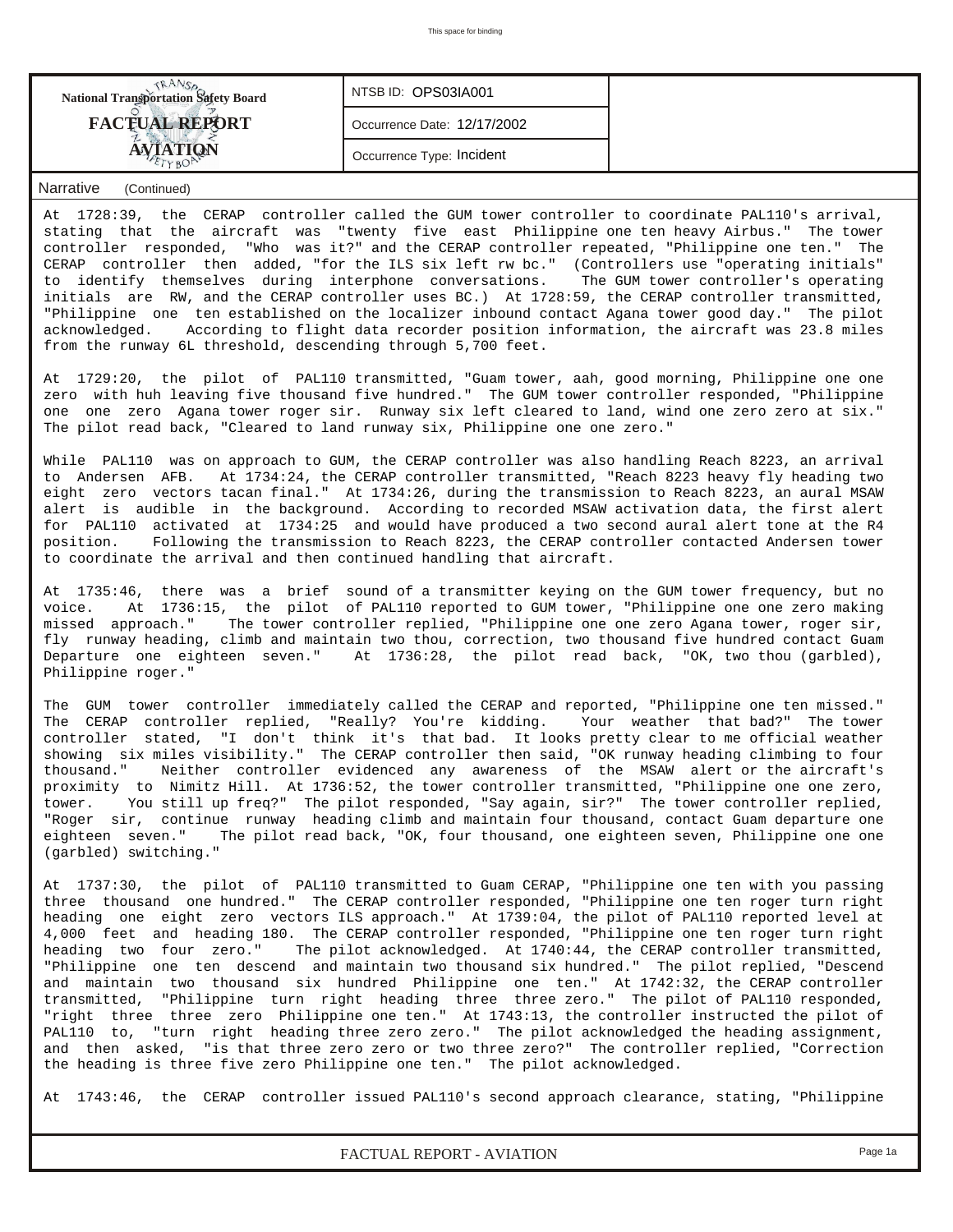**National Transportation Safety Board**

**FACTUAL REPORT**

**AVIATION**

NTSB ID: OPS03IA001

Occurrence Date: 12/17/2002

Occurrence Type: Incident

Narrative (Continued)

At 1728:39, the CERAP controller called the GUM tower controller to coordinate PAL110's arrival, stating that the aircraft was "twenty five east Philippine one ten heavy Airbus." The tower controller responded, "Who was it?" and the CERAP controller repeated, "Philippine one ten." The CERAP controller then added, "for the ILS six left rw bc." (Controllers use "operating initials" to identify themselves during interphone conversations. The GUM tower controller's operating initials are RW, and the CERAP controller uses BC.) At 1728:59, the CERAP controller transmitted, "Philippine one ten established on the localizer inbound contact Agana tower good day." The pilot acknowledged. According to flight data recorder position information, the aircraft was 23.8 miles from the runway 6L threshold, descending through 5,700 feet.

At 1729:20, the pilot of PAL110 transmitted, "Guam tower, aah, good morning, Philippine one one zero with huh leaving five thousand five hundred." The GUM tower controller responded, "Philippine one one zero Agana tower roger sir. Runway six left cleared to land, wind one zero zero at six." The pilot read back, "Cleared to land runway six, Philippine one one zero."

While PAL110 was on approach to GUM, the CERAP controller was also handling Reach 8223, an arrival to Andersen AFB. At 1734:24, the CERAP controller transmitted, "Reach 8223 heavy fly heading two eight zero vectors tacan final." At 1734:26, during the transmission to Reach 8223, an aural MSAW alert is audible in the background. According to recorded MSAW activation data, the first alert for PAL110 activated at 1734:25 and would have produced a two second aural alert tone at the R4 position. Following the transmission to Reach 8223, the CERAP controller contacted Andersen tower to coordinate the arrival and then continued handling that aircraft.

At 1735:46, there was a brief sound of a transmitter keying on the GUM tower frequency, but no voice. At 1736:15, the pilot of PAL110 reported to GUM tower, "Philippine one one zero making missed approach." The tower controller replied, "Philippine one one zero Agana tower, roger sir, fly runway heading, climb and maintain two thou, correction, two thousand five hundred contact Guam Departure one eighteen seven." At 1736:28, the pilot read back, "OK, two thou (garbled), Philippine roger."

The GUM tower controller immediately called the CERAP and reported, "Philippine one ten missed." The CERAP controller replied, "Really? You're kidding. Your weather that bad?" The tower controller stated, "I don't think it's that bad. It looks pretty clear to me official weather showing six miles visibility." The CERAP controller then said, "OK runway heading climbing to four thousand." Neither controller evidenced any awareness of the MSAW alert or the aircraft's proximity to Nimitz Hill. At 1736:52, the tower controller transmitted, "Philippine one one zero, tower. You still up freq?" The pilot responded, "Say again, sir?" The tower controller replied, "Roger sir, continue runway heading climb and maintain four thousand, contact Guam departure one eighteen seven." The pilot read back, "OK, four thousand, one eighteen seven, Philippine one one (garbled) switching."

At 1737:30, the pilot of PAL110 transmitted to Guam CERAP, "Philippine one ten with you passing three thousand one hundred." The CERAP controller responded, "Philippine one ten roger turn right heading one eight zero vectors ILS approach." At 1739:04, the pilot of PAL110 reported level at 4,000 feet and heading 180. The CERAP controller responded, "Philippine one ten roger turn right heading two four zero." The pilot acknowledged. At 1740:44, the CERAP controller transmitted, "Philippine one ten descend and maintain two thousand six hundred." The pilot replied, "Descend and maintain two thousand six hundred Philippine one ten." At 1742:32, the CERAP controller transmitted, "Philippine turn right heading three three zero." The pilot of PAL110 responded, "right three three zero Philippine one ten." At 1743:13, the controller instructed the pilot of PAL110 to, "turn right heading three zero zero." The pilot acknowledged the heading assignment, and then asked, "is that three zero zero or two three zero?" The controller replied, "Correction the heading is three five zero Philippine one ten." The pilot acknowledged.

At 1743:46, the CERAP controller issued PAL110's second approach clearance, stating, "Philippine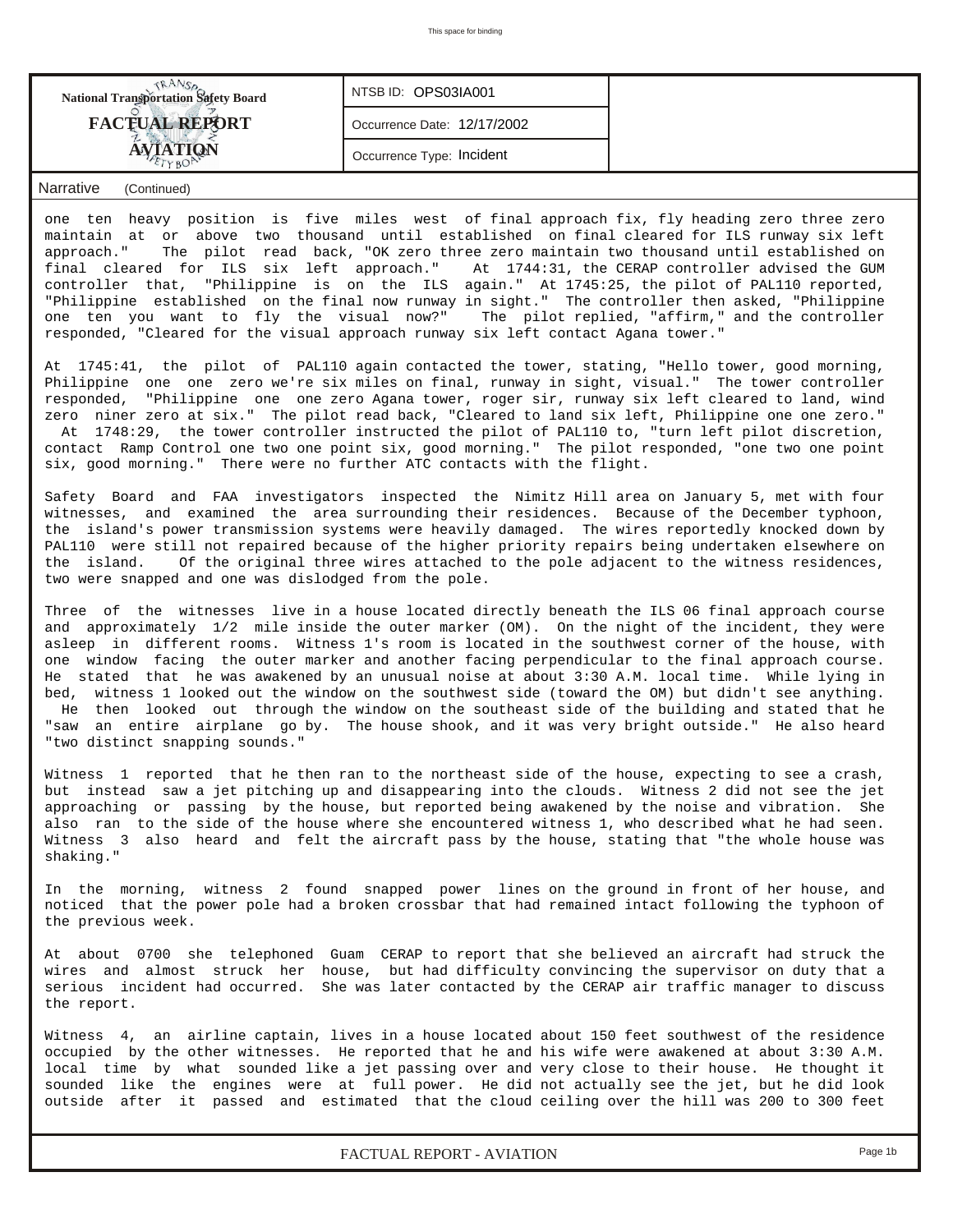| National Transportation Safety Board FACTUAL REPORT AVIATION | NTSB ID: OPS03IA001 |
|---|---|
| | Occurrence Date: 12/17/2002 |
| | Occurrence Type: Incident |

Narrative (Continued)

one ten heavy position is five miles west of final approach fix, fly heading zero three zero maintain at or above two thousand until established on final cleared for ILS runway six left approach." The pilot read back, "OK zero three zero maintain two thousand until established on final cleared for ILS six left approach." At 1744:31, the CERAP controller advised the GUM controller that, "Philippine is on the ILS again." At 1745:25, the pilot of PAL110 reported, "Philippine established on the final now runway in sight." The controller then asked, "Philippine one ten you want to fly the visual now?" The pilot replied, "affirm," and the controller responded, "Cleared for the visual approach runway six left contact Agana tower."

At 1745:41, the pilot of PAL110 again contacted the tower, stating, "Hello tower, good morning, Philippine one one zero we're six miles on final, runway in sight, visual." The tower controller responded, "Philippine one one zero Agana tower, roger sir, runway six left cleared to land, wind zero niner zero at six." The pilot read back, "Cleared to land six left, Philippine one one zero." At 1748:29, the tower controller instructed the pilot of PAL110 to, "turn left pilot discretion, contact Ramp Control one two one point six, good morning." The pilot responded, "one two one point six, good morning." There were no further ATC contacts with the flight.

Safety Board and FAA investigators inspected the Nimitz Hill area on January 5, met with four witnesses, and examined the area surrounding their residences. Because of the December typhoon, the island's power transmission systems were heavily damaged. The wires reportedly knocked down by PAL110 were still not repaired because of the higher priority repairs being undertaken elsewhere on the island. Of the original three wires attached to the pole adjacent to the witness residences, two were snapped and one was dislodged from the pole.

Three of the witnesses live in a house located directly beneath the ILS 06 final approach course and approximately 1/2 mile inside the outer marker (OM). On the night of the incident, they were asleep in different rooms. Witness 1's room is located in the southwest corner of the house, with one window facing the outer marker and another facing perpendicular to the final approach course. He stated that he was awakened by an unusual noise at about 3:30 A.M. local time. While lying in bed, witness 1 looked out the window on the southwest side (toward the OM) but didn't see anything. He then looked out through the window on the southeast side of the building and stated that he "saw an entire airplane go by. The house shook, and it was very bright outside." He also heard "two distinct snapping sounds."

Witness 1 reported that he then ran to the northeast side of the house, expecting to see a crash, but instead saw a jet pitching up and disappearing into the clouds. Witness 2 did not see the jet approaching or passing by the house, but reported being awakened by the noise and vibration. She also ran to the side of the house where she encountered witness 1, who described what he had seen. Witness 3 also heard and felt the aircraft pass by the house, stating that "the whole house was shaking."

In the morning, witness 2 found snapped power lines on the ground in front of her house, and noticed that the power pole had a broken crossbar that had remained intact following the typhoon of the previous week.

At about 0700 she telephoned Guam CERAP to report that she believed an aircraft had struck the wires and almost struck her house, but had difficulty convincing the supervisor on duty that a serious incident had occurred. She was later contacted by the CERAP air traffic manager to discuss the report.

Witness 4, an airline captain, lives in a house located about 150 feet southwest of the residence occupied by the other witnesses. He reported that he and his wife were awakened at about 3:30 A.M. local time by what sounded like a jet passing over and very close to their house. He thought it sounded like the engines were at full power. He did not actually see the jet, but he did look outside after it passed and estimated that the cloud ceiling over the hill was 200 to 300 feet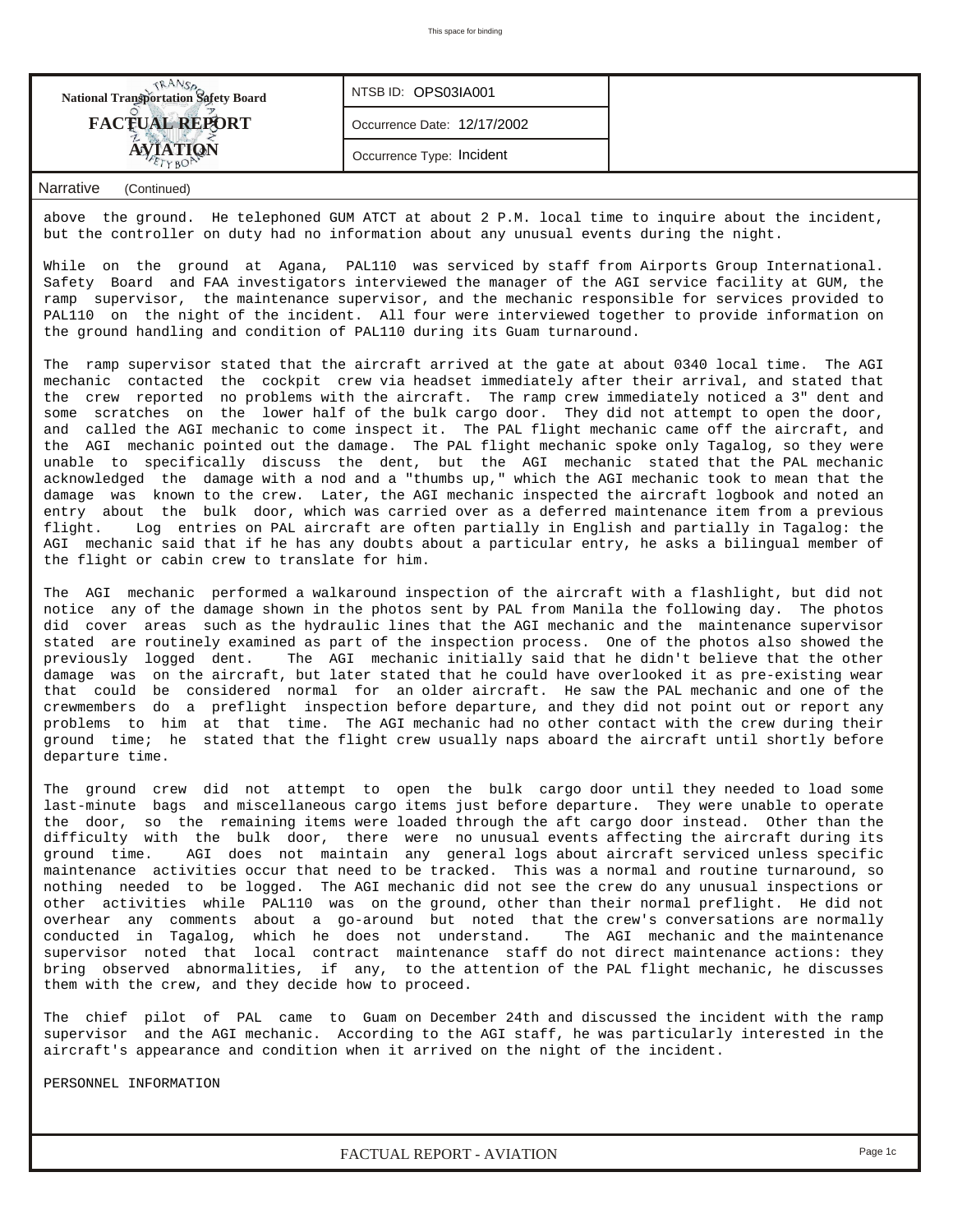**National Transportation Safety Board**

**FACTUAL REPORT**

**AVIATION**

NTSB ID: OPS03IA001

Occurrence Date: 12/17/2002

Occurrence Type: Incident

Narrative (Continued)

above the ground. He telephoned GUM ATCT at about 2 P.M. local time to inquire about the incident, but the controller on duty had no information about any unusual events during the night.

While on the ground at Agana, PAL110 was serviced by staff from Airports Group International. Safety Board and FAA investigators interviewed the manager of the AGI service facility at GUM, the ramp supervisor, the maintenance supervisor, and the mechanic responsible for services provided to PAL110 on the night of the incident. All four were interviewed together to provide information on the ground handling and condition of PAL110 during its Guam turnaround.

The ramp supervisor stated that the aircraft arrived at the gate at about 0340 local time. The AGI mechanic contacted the cockpit crew via headset immediately after their arrival, and stated that the crew reported no problems with the aircraft. The ramp crew immediately noticed a 3" dent and some scratches on the lower half of the bulk cargo door. They did not attempt to open the door, and called the AGI mechanic to come inspect it. The PAL flight mechanic came off the aircraft, and the AGI mechanic pointed out the damage. The PAL flight mechanic spoke only Tagalog, so they were unable to specifically discuss the dent, but the AGI mechanic stated that the PAL mechanic acknowledged the damage with a nod and a "thumbs up," which the AGI mechanic took to mean that the damage was known to the crew. Later, the AGI mechanic inspected the aircraft logbook and noted an entry about the bulk door, which was carried over as a deferred maintenance item from a previous flight. Log entries on PAL aircraft are often partially in English and partially in Tagalog: the AGI mechanic said that if he has any doubts about a particular entry, he asks a bilingual member of the flight or cabin crew to translate for him.

The AGI mechanic performed a walkaround inspection of the aircraft with a flashlight, but did not notice any of the damage shown in the photos sent by PAL from Manila the following day. The photos did cover areas such as the hydraulic lines that the AGI mechanic and the maintenance supervisor stated are routinely examined as part of the inspection process. One of the photos also showed the previously logged dent. The AGI mechanic initially said that he didn't believe that the other damage was on the aircraft, but later stated that he could have overlooked it as pre-existing wear that could be considered normal for an older aircraft. He saw the PAL mechanic and one of the crewmembers do a preflight inspection before departure, and they did not point out or report any problems to him at that time. The AGI mechanic had no other contact with the crew during their ground time; he stated that the flight crew usually naps aboard the aircraft until shortly before departure time.

The ground crew did not attempt to open the bulk cargo door until they needed to load some last-minute bags and miscellaneous cargo items just before departure. They were unable to operate the door, so the remaining items were loaded through the aft cargo door instead. Other than the difficulty with the bulk door, there were no unusual events affecting the aircraft during its ground time. AGI does not maintain any general logs about aircraft serviced unless specific maintenance activities occur that need to be tracked. This was a normal and routine turnaround, so nothing needed to be logged. The AGI mechanic did not see the crew do any unusual inspections or other activities while PAL110 was on the ground, other than their normal preflight. He did not overhear any comments about a go-around but noted that the crew's conversations are normally conducted in Tagalog, which he does not understand. The AGI mechanic and the maintenance supervisor noted that local contract maintenance staff do not direct maintenance actions: they bring observed abnormalities, if any, to the attention of the PAL flight mechanic, he discusses them with the crew, and they decide how to proceed.

The chief pilot of PAL came to Guam on December 24th and discussed the incident with the ramp supervisor and the AGI mechanic. According to the AGI staff, he was particularly interested in the aircraft's appearance and condition when it arrived on the night of the incident.

PERSONNEL INFORMATION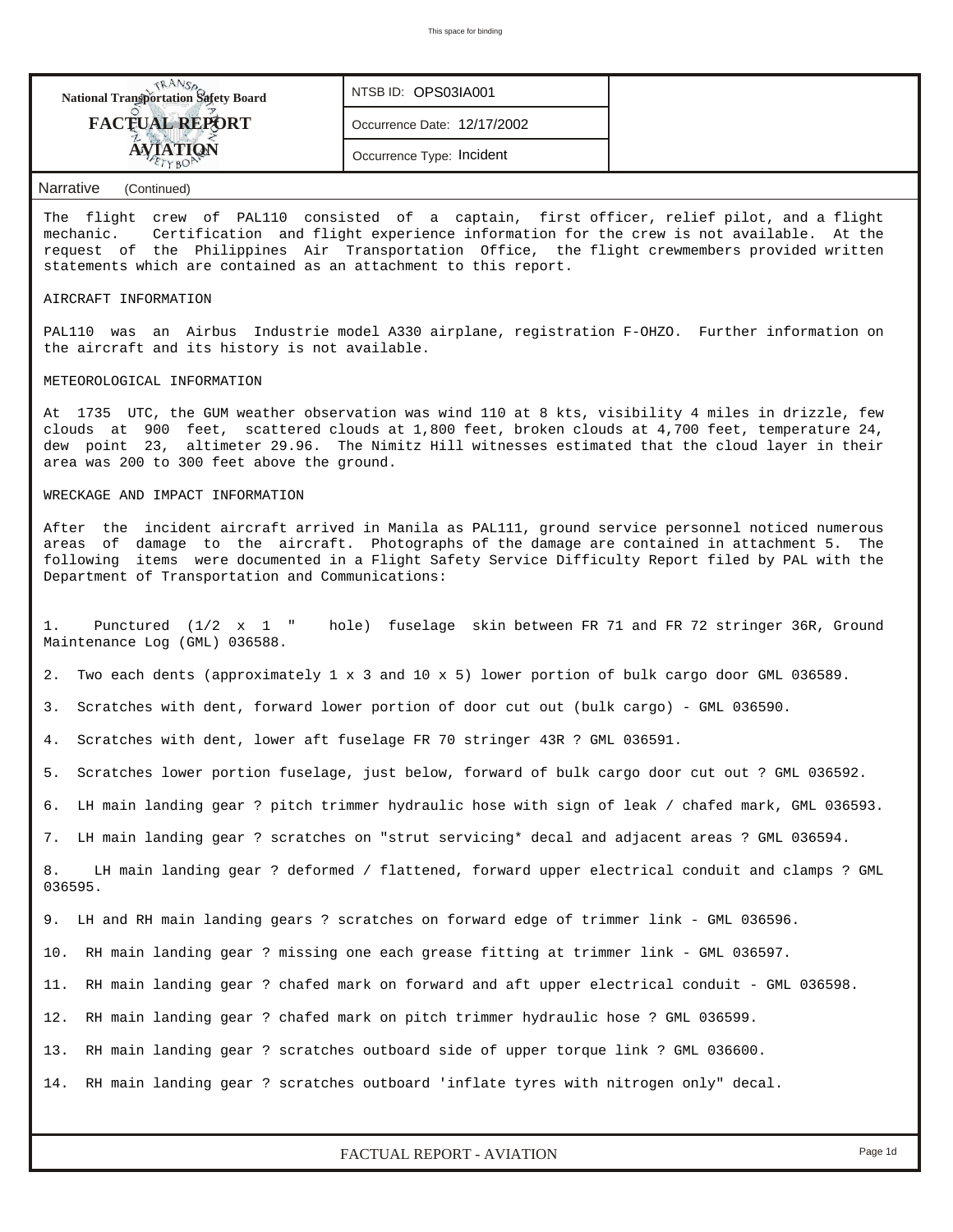| National Transportation Safety Board FACTUAL REPORT AVIATION | NTSB ID: OPS03IA001 | |
|---|---|---|
| | Occurrence Date: 12/17/2002 | |
| | Occurrence Type: Incident | |

Narrative (Continued)

The flight crew of PAL110 consisted of a captain, first officer, relief pilot, and a flight mechanic. Certification and flight experience information for the crew is not available. At the request of the Philippines Air Transportation Office, the flight crewmembers provided written statements which are contained as an attachment to this report.

AIRCRAFT INFORMATION

PAL110 was an Airbus Industrie model A330 airplane, registration F-OHZO. Further information on the aircraft and its history is not available.

METEOROLOGICAL INFORMATION

At 1735 UTC, the GUM weather observation was wind 110 at 8 kts, visibility 4 miles in drizzle, few clouds at 900 feet, scattered clouds at 1,800 feet, broken clouds at 4,700 feet, temperature 24, dew point 23, altimeter 29.96. The Nimitz Hill witnesses estimated that the cloud layer in their area was 200 to 300 feet above the ground.

WRECKAGE AND IMPACT INFORMATION

After the incident aircraft arrived in Manila as PAL111, ground service personnel noticed numerous areas of damage to the aircraft. Photographs of the damage are contained in attachment 5. The following items were documented in a Flight Safety Service Difficulty Report filed by PAL with the Department of Transportation and Communications:

1. Punctured (1/2 x 1 " hole) fuselage skin between FR 71 and FR 72 stringer 36R, Ground Maintenance Log (GML) 036588.

2. Two each dents (approximately 1 x 3 and 10 x 5) lower portion of bulk cargo door GML 036589.

3. Scratches with dent, forward lower portion of door cut out (bulk cargo) - GML 036590.

4. Scratches with dent, lower aft fuselage FR 70 stringer 43R ? GML 036591.

5. Scratches lower portion fuselage, just below, forward of bulk cargo door cut out ? GML 036592.

6. LH main landing gear ? pitch trimmer hydraulic hose with sign of leak / chafed mark, GML 036593.

7. LH main landing gear ? scratches on "strut servicing* decal and adjacent areas ? GML 036594.

8. LH main landing gear ? deformed / flattened, forward upper electrical conduit and clamps ? GML 036595.

9. LH and RH main landing gears ? scratches on forward edge of trimmer link - GML 036596.

10. RH main landing gear ? missing one each grease fitting at trimmer link - GML 036597.

11. RH main landing gear ? chafed mark on forward and aft upper electrical conduit - GML 036598.

12. RH main landing gear ? chafed mark on pitch trimmer hydraulic hose ? GML 036599.

13. RH main landing gear ? scratches outboard side of upper torque link ? GML 036600.

14. RH main landing gear ? scratches outboard 'inflate tyres with nitrogen only" decal.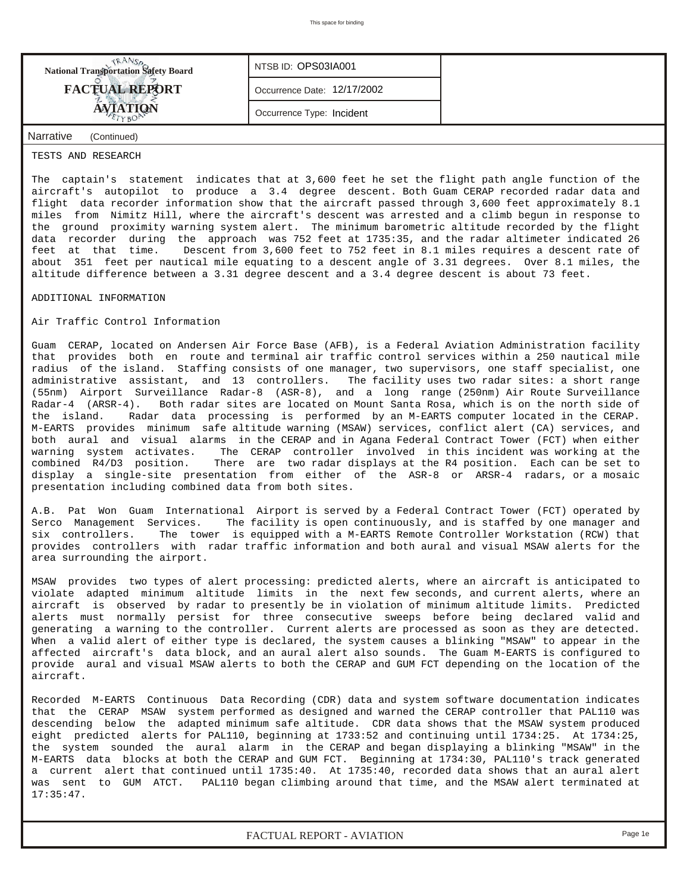| National Transportation Safety Board FACTUAL REPORT AVIATION | NTSB ID: OPS03IA001 |
|---|---|
| | Occurrence Date: 12/17/2002 |
| | Occurrence Type: Incident |

Narrative (Continued)

TESTS AND RESEARCH

The captain's statement indicates that at 3,600 feet he set the flight path angle function of the aircraft's autopilot to produce a 3.4 degree descent. Both Guam CERAP recorded radar data and flight data recorder information show that the aircraft passed through 3,600 feet approximately 8.1 miles from Nimitz Hill, where the aircraft's descent was arrested and a climb begun in response to the ground proximity warning system alert. The minimum barometric altitude recorded by the flight data recorder during the approach was 752 feet at 1735:35, and the radar altimeter indicated 26 feet at that time. Descent from 3,600 feet to 752 feet in 8.1 miles requires a descent rate of about 351 feet per nautical mile equating to a descent angle of 3.31 degrees. Over 8.1 miles, the altitude difference between a 3.31 degree descent and a 3.4 degree descent is about 73 feet.

ADDITIONAL INFORMATION

Air Traffic Control Information

Guam CERAP, located on Andersen Air Force Base (AFB), is a Federal Aviation Administration facility that provides both en route and terminal air traffic control services within a 250 nautical mile radius of the island. Staffing consists of one manager, two supervisors, one staff specialist, one administrative assistant, and 13 controllers. The facility uses two radar sites: a short range (55nm) Airport Surveillance Radar-8 (ASR-8), and a long range (250nm) Air Route Surveillance Radar-4 (ARSR-4). Both radar sites are located on Mount Santa Rosa, which is on the north side of the island. Radar data processing is performed by an M-EARTS computer located in the CERAP. M-EARTS provides minimum safe altitude warning (MSAW) services, conflict alert (CA) services, and both aural and visual alarms in the CERAP and in Agana Federal Contract Tower (FCT) when either warning system activates. The CERAP controller involved in this incident was working at the combined R4/D3 position. There are two radar displays at the R4 position. Each can be set to display a single-site presentation from either of the ASR-8 or ARSR-4 radars, or a mosaic presentation including combined data from both sites.

A.B. Pat Won Guam International Airport is served by a Federal Contract Tower (FCT) operated by Serco Management Services. The facility is open continuously, and is staffed by one manager and six controllers. The tower is equipped with a M-EARTS Remote Controller Workstation (RCW) that provides controllers with radar traffic information and both aural and visual MSAW alerts for the area surrounding the airport.

MSAW provides two types of alert processing: predicted alerts, where an aircraft is anticipated to violate adapted minimum altitude limits in the next few seconds, and current alerts, where an aircraft is observed by radar to presently be in violation of minimum altitude limits. Predicted alerts must normally persist for three consecutive sweeps before being declared valid and generating a warning to the controller. Current alerts are processed as soon as they are detected. When a valid alert of either type is declared, the system causes a blinking "MSAW" to appear in the affected aircraft's data block, and an aural alert also sounds. The Guam M-EARTS is configured to provide aural and visual MSAW alerts to both the CERAP and GUM FCT depending on the location of the aircraft.

Recorded M-EARTS Continuous Data Recording (CDR) data and system software documentation indicates that the CERAP MSAW system performed as designed and warned the CERAP controller that PAL110 was descending below the adapted minimum safe altitude. CDR data shows that the MSAW system produced eight predicted alerts for PAL110, beginning at 1733:52 and continuing until 1734:25. At 1734:25, the system sounded the aural alarm in the CERAP and began displaying a blinking "MSAW" in the M-EARTS data blocks at both the CERAP and GUM FCT. Beginning at 1734:30, PAL110's track generated a current alert that continued until 1735:40. At 1735:40, recorded data shows that an aural alert was sent to GUM ATCT. PAL110 began climbing around that time, and the MSAW alert terminated at 17:35:47.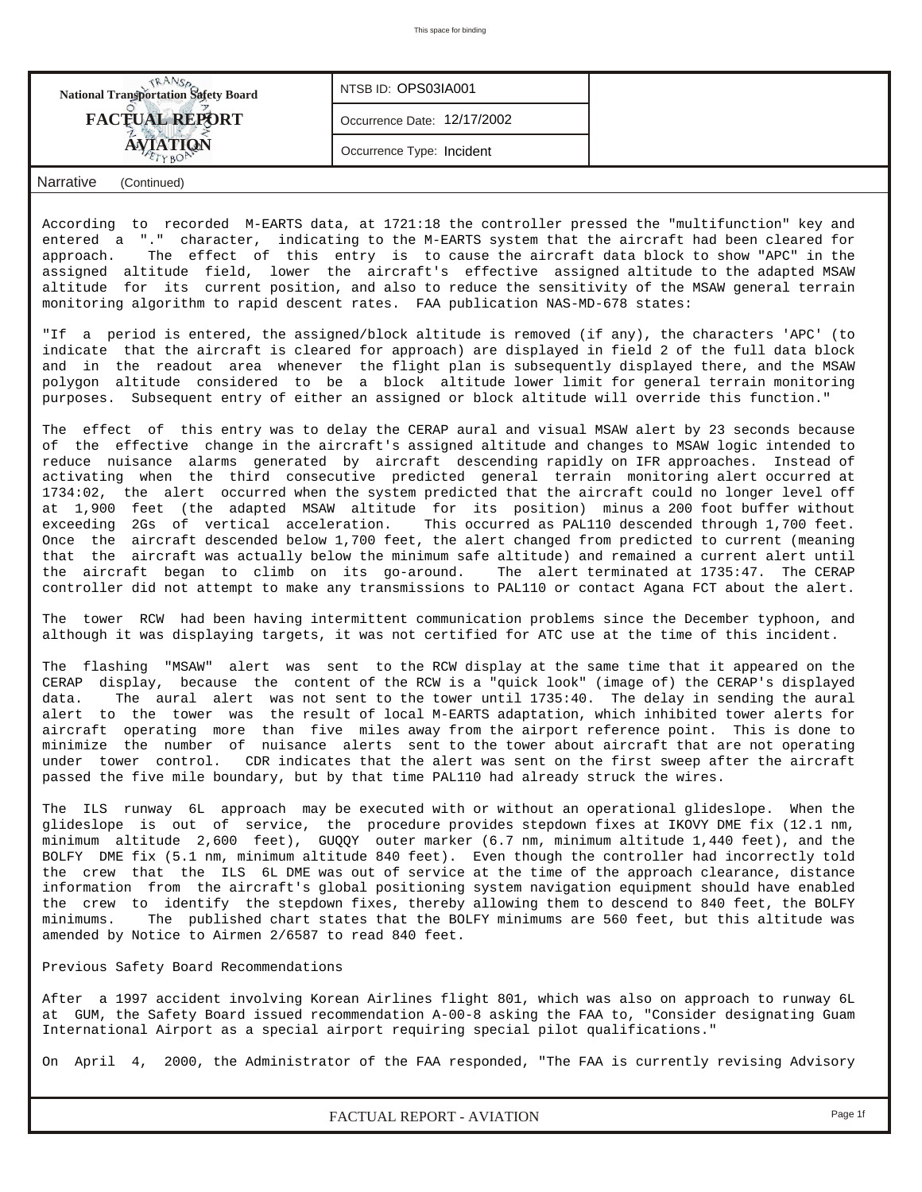Narrative (Continued)

According to recorded M-EARTS data, at 1721:18 the controller pressed the "multifunction" key and entered a "." character, indicating to the M-EARTS system that the aircraft had been cleared for approach. The effect of this entry is to cause the aircraft data block to show "APC" in the assigned altitude field, lower the aircraft's effective assigned altitude to the adapted MSAW altitude for its current position, and also to reduce the sensitivity of the MSAW general terrain monitoring algorithm to rapid descent rates. FAA publication NAS-MD-678 states:

"If a period is entered, the assigned/block altitude is removed (if any), the characters 'APC' (to indicate that the aircraft is cleared for approach) are displayed in field 2 of the full data block and in the readout area whenever the flight plan is subsequently displayed there, and the MSAW polygon altitude considered to be a block altitude lower limit for general terrain monitoring purposes. Subsequent entry of either an assigned or block altitude will override this function."

The effect of this entry was to delay the CERAP aural and visual MSAW alert by 23 seconds because of the effective change in the aircraft's assigned altitude and changes to MSAW logic intended to reduce nuisance alarms generated by aircraft descending rapidly on IFR approaches. Instead of activating when the third consecutive predicted general terrain monitoring alert occurred at 1734:02, the alert occurred when the system predicted that the aircraft could no longer level off at 1,900 feet (the adapted MSAW altitude for its position) minus a 200 foot buffer without exceeding 2Gs of vertical acceleration. This occurred as PAL110 descended through 1,700 feet. Once the aircraft descended below 1,700 feet, the alert changed from predicted to current (meaning that the aircraft was actually below the minimum safe altitude) and remained a current alert until the aircraft began to climb on its go-around. The alert terminated at 1735:47. The CERAP controller did not attempt to make any transmissions to PAL110 or contact Agana FCT about the alert.

The tower RCW had been having intermittent communication problems since the December typhoon, and although it was displaying targets, it was not certified for ATC use at the time of this incident.

The flashing "MSAW" alert was sent to the RCW display at the same time that it appeared on the CERAP display, because the content of the RCW is a "quick look" (image of) the CERAP's displayed data. The aural alert was not sent to the tower until 1735:40. The delay in sending the aural alert to the tower was the result of local M-EARTS adaptation, which inhibited tower alerts for aircraft operating more than five miles away from the airport reference point. This is done to minimize the number of nuisance alerts sent to the tower about aircraft that are not operating under tower control. CDR indicates that the alert was sent on the first sweep after the aircraft passed the five mile boundary, but by that time PAL110 had already struck the wires.

The ILS runway 6L approach may be executed with or without an operational glideslope. When the glideslope is out of service, the procedure provides stepdown fixes at IKOVY DME fix (12.1 nm, minimum altitude 2,600 feet), GUQQY outer marker (6.7 nm, minimum altitude 1,440 feet), and the BOLFY DME fix (5.1 nm, minimum altitude 840 feet). Even though the controller had incorrectly told the crew that the ILS 6L DME was out of service at the time of the approach clearance, distance information from the aircraft's global positioning system navigation equipment should have enabled the crew to identify the stepdown fixes, thereby allowing them to descend to 840 feet, the BOLFY minimums. The published chart states that the BOLFY minimums are 560 feet, but this altitude was amended by Notice to Airmen 2/6587 to read 840 feet.

Previous Safety Board Recommendations

After a 1997 accident involving Korean Airlines flight 801, which was also on approach to runway 6L at GUM, the Safety Board issued recommendation A-00-8 asking the FAA to, "Consider designating Guam International Airport as a special airport requiring special pilot qualifications."

On April 4, 2000, the Administrator of the FAA responded, "The FAA is currently revising Advisory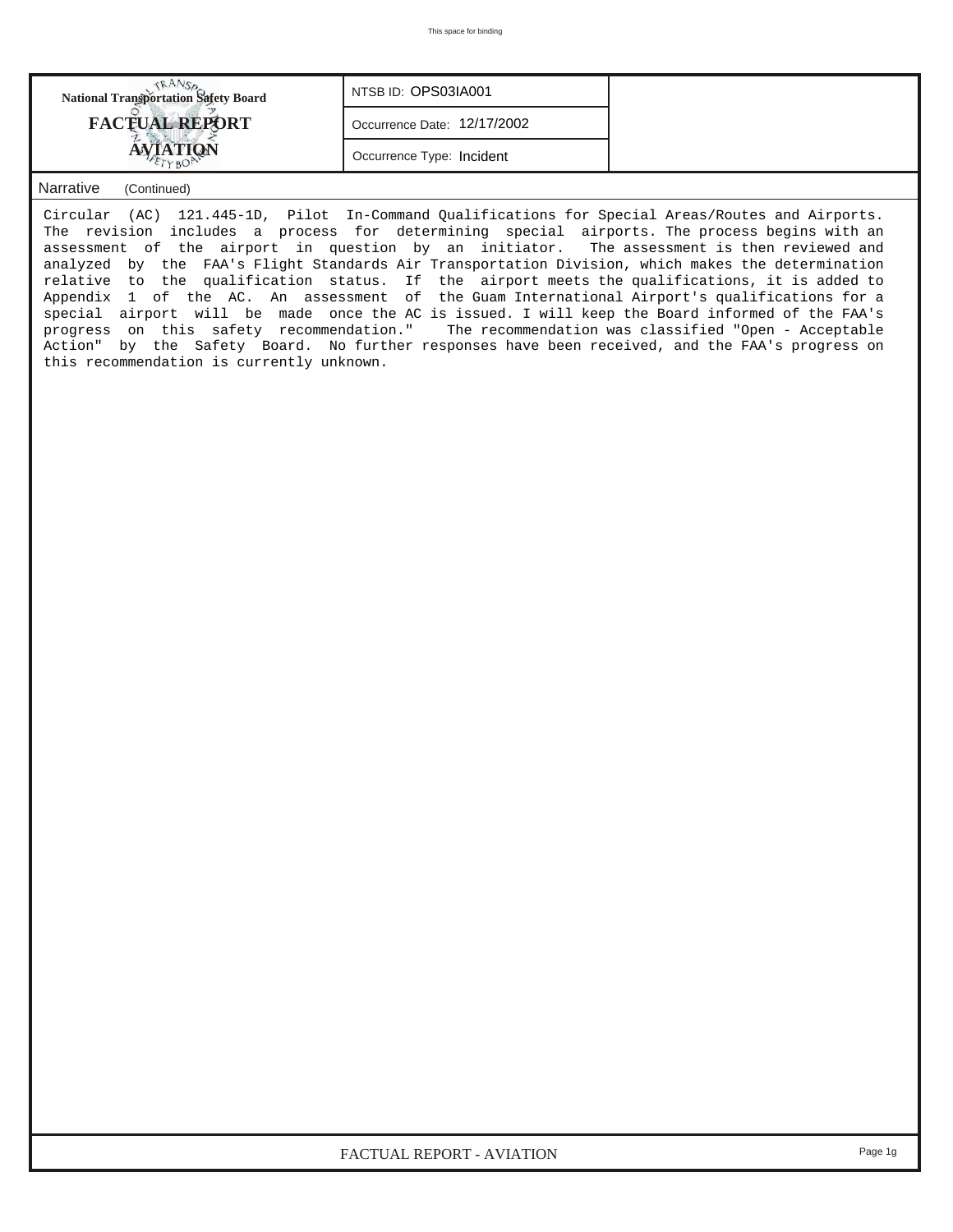**National Transportation Safety Board**
**FACTUAL REPORT**
**AVIATION**

| NTSB ID: OPS03IA001 |
| --- |
| Occurrence Date: 12/17/2002 |
| Occurrence Type: Incident |

## Narrative (Continued)

Circular (AC) 121.445-1D, Pilot In-Command Qualifications for Special Areas/Routes and Airports. The revision includes a process for determining special airports. The process begins with an assessment of the airport in question by an initiator. The assessment is then reviewed and analyzed by the FAA's Flight Standards Air Transportation Division, which makes the determination relative to the qualification status. If the airport meets the qualifications, it is added to Appendix 1 of the AC. An assessment of the Guam International Airport's qualifications for a special airport will be made once the AC is issued. I will keep the Board informed of the FAA's progress on this safety recommendation." The recommendation was classified "Open - Acceptable Action" by the Safety Board. No further responses have been received, and the FAA's progress on this recommendation is currently unknown.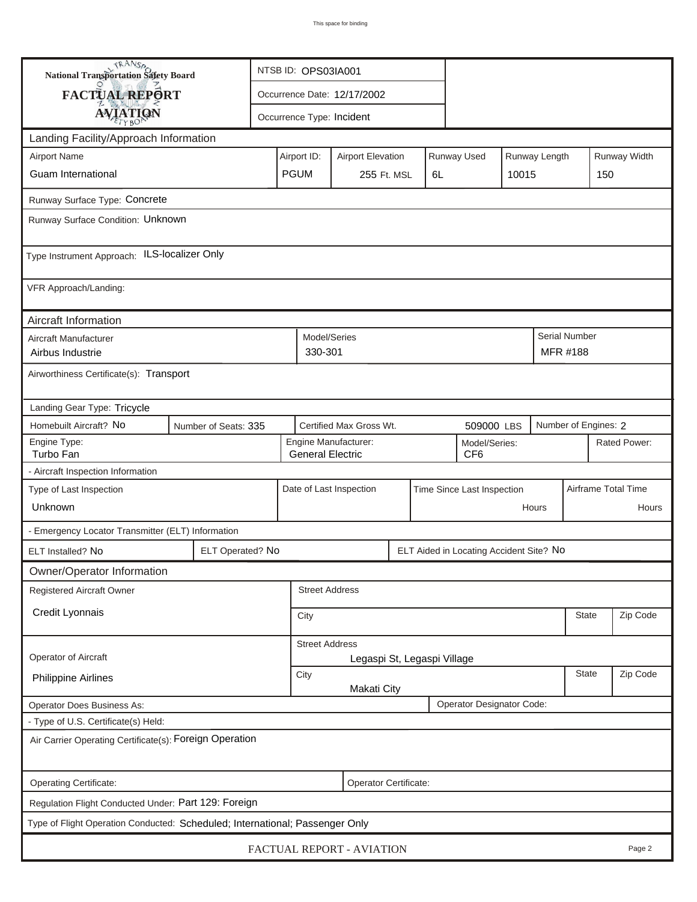This space for binding

**National Transportation Safety Board**

**FACTUAL REPORT**

**AVIATION**

| | |
|---|---|
| NTSB ID: OPS03IA001 | |
| Occurrence Date: 12/17/2002 | |
| Occurrence Type: Incident | |

## Landing Facility/Approach Information

| Airport Name | Airport ID: | Airport Elevation | Runway Used | Runway Length | Runway Width |
|---|---|---|---|---|---|
| Guam International | PGUM | 255 Ft. MSL | 6L | 10015 | 150 |

Runway Surface Type: Concrete

Runway Surface Condition: Unknown

Type Instrument Approach: ILS-localizer Only

VFR Approach/Landing:

## Aircraft Information

| Aircraft Manufacturer | Model/Series | Serial Number |
|---|---|---|
| Airbus Industrie | 330-301 | MFR #188 |

Airworthiness Certificate(s): Transport

Landing Gear Type: Tricycle

| Homebuilt Aircraft? | Number of Seats: | Certified Max Gross Wt. | Number of Engines: |
|---|---|---|---|
| No | 335 | 509000 LBS | 2 |

| Engine Type: | Engine Manufacturer: | Model/Series: | Rated Power: |
|---|---|---|---|
| Turbo Fan | General Electric | CF6 | |

- Aircraft Inspection Information

| Type of Last Inspection | Date of Last Inspection | Time Since Last Inspection | Airframe Total Time |
|---|---|---|---|
| Unknown | | Hours | Hours |

- Emergency Locator Transmitter (ELT) Information

| ELT Installed? | ELT Operated? | ELT Aided in Locating Accident Site? |
|---|---|---|
| No | No | No |

## Owner/Operator Information

| Registered Aircraft Owner | Street Address | | |
|---|---|---|---|
| Credit Lyonnais | City | State | Zip Code |

| Operator of Aircraft | Street Address | | |
|---|---|---|---|
| Philippine Airlines | Legaspi St, Legaspi Village | | |
| | City: Makati City | State | Zip Code |

Operator Does Business As:

Operator Designator Code:

- Type of U.S. Certificate(s) Held:

Air Carrier Operating Certificate(s): Foreign Operation

Operating Certificate:

Operator Certificate:

Regulation Flight Conducted Under: Part 129: Foreign

Type of Flight Operation Conducted: Scheduled; International; Passenger Only

FACTUAL REPORT - AVIATION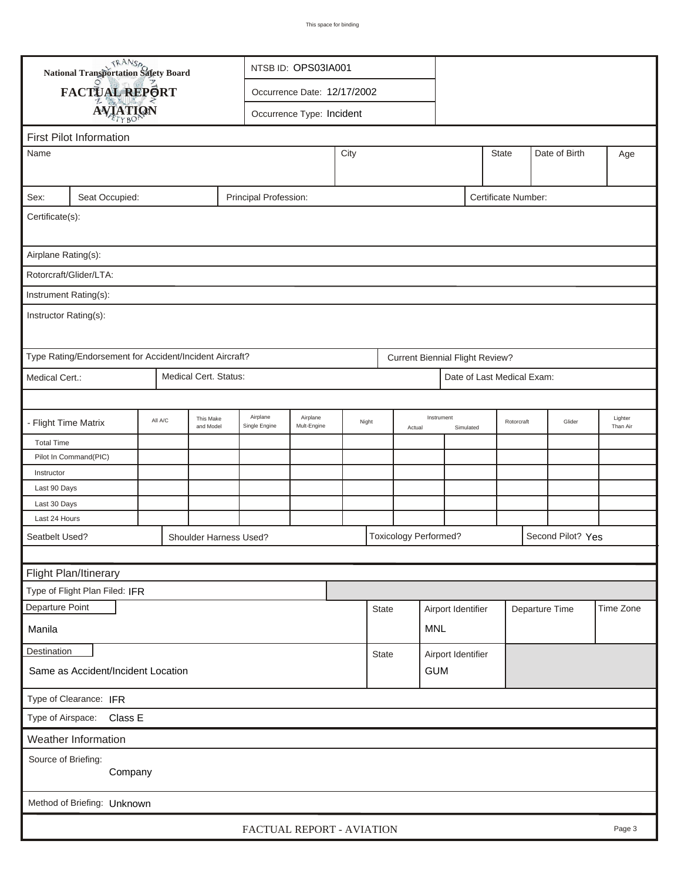This space for binding

**National Transportation Safety Board**

**FACTUAL REPORT**

**AVIATION**

NTSB ID: OPS03IA001

Occurrence Date: 12/17/2002

Occurrence Type: Incident

## First Pilot Information

| Name | City | State | Date of Birth | Age |
|---|---|---|---|---|
| | | | | |

| Sex: | Seat Occupied: | Principal Profession: | Certificate Number: |
|---|---|---|---|

Certificate(s):

Airplane Rating(s):

Rotorcraft/Glider/LTA:

Instrument Rating(s):

Instructor Rating(s):

Type Rating/Endorsement for Accident/Incident Aircraft? | Current Biennial Flight Review?

Medical Cert.: | Medical Cert. Status: | Date of Last Medical Exam:

| - Flight Time Matrix | All A/C | This Make and Model | Airplane Single Engine | Airplane Mult-Engine | Night | Instrument Actual | Instrument Simulated | Rotorcraft | Glider | Lighter Than Air |
|---|---|---|---|---|---|---|---|---|---|---|
| Total Time | | | | | | | | | | |
| Pilot In Command(PIC) | | | | | | | | | | |
| Instructor | | | | | | | | | | |
| Last 90 Days | | | | | | | | | | |
| Last 30 Days | | | | | | | | | | |
| Last 24 Hours | | | | | | | | | | |

Seatbelt Used? | Shoulder Harness Used? | Toxicology Performed? | Second Pilot? Yes

## Flight Plan/Itinerary

Type of Flight Plan Filed: IFR

| Departure Point | State | Airport Identifier | Departure Time | Time Zone |
|---|---|---|---|---|
| Manila | | MNL | | |

| Destination | State | Airport Identifier |
|---|---|---|
| Same as Accident/Incident Location | | GUM |

Type of Clearance: IFR

Type of Airspace: Class E

## Weather Information

Source of Briefing: Company

Method of Briefing: Unknown

FACTUAL REPORT - AVIATION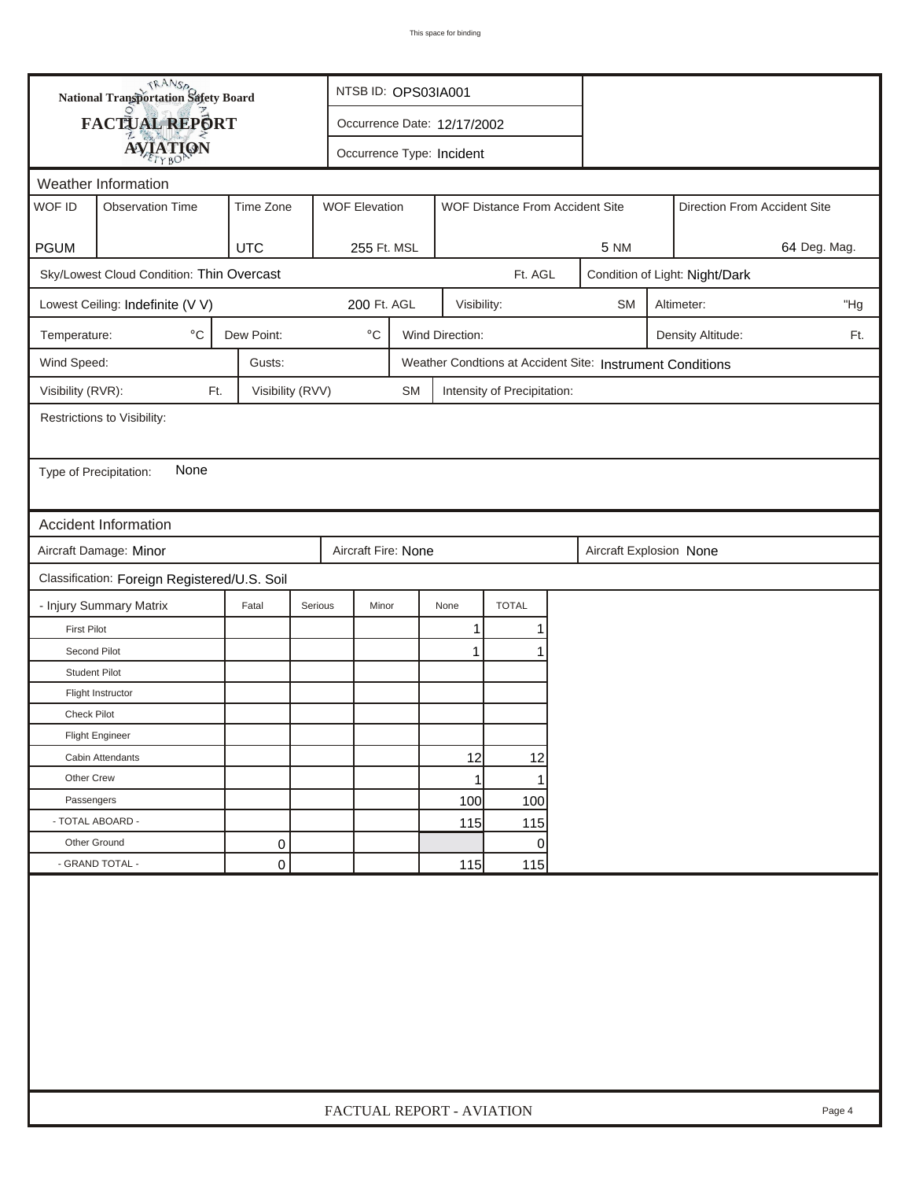# National Transportation Safety Board
## FACTUAL REPORT
## AVIATION

NTSB ID: OPS03IA001

Occurrence Date: 12/17/2002

Occurrence Type: Incident

## Weather Information

| WOF ID | Observation Time | Time Zone | WOF Elevation | WOF Distance From Accident Site | Direction From Accident Site |
|---|---|---|---|---|---|
| PGUM | | UTC | 255 Ft. MSL | 5 NM | 64 Deg. Mag. |

Sky/Lowest Cloud Condition: Thin Overcast — Ft. AGL

Condition of Light: Night/Dark

Lowest Ceiling: Indefinite (V V) 200 Ft. AGL

Visibility: SM

Altimeter: "Hg

Temperature: °C

Dew Point: °C

Wind Direction:

Density Altitude: Ft.

Wind Speed:

Gusts:

Weather Condtions at Accident Site: Instrument Conditions

Visibility (RVR): Ft.

Visibility (RVV) SM

Intensity of Precipitation:

Restrictions to Visibility:

Type of Precipitation: None

## Accident Information

Aircraft Damage: Minor

Aircraft Fire: None

Aircraft Explosion None

Classification: Foreign Registered/U.S. Soil

| - Injury Summary Matrix | Fatal | Serious | Minor | None | TOTAL |
|---|---|---|---|---|---|
| First Pilot | | | | 1 | 1 |
| Second Pilot | | | | 1 | 1 |
| Student Pilot | | | | | |
| Flight Instructor | | | | | |
| Check Pilot | | | | | |
| Flight Engineer | | | | | |
| Cabin Attendants | | | | 12 | 12 |
| Other Crew | | | | 1 | 1 |
| Passengers | | | | 100 | 100 |
| - TOTAL ABOARD - | | | | 115 | 115 |
| Other Ground | 0 | | | | 0 |
| - GRAND TOTAL - | 0 | | | 115 | 115 |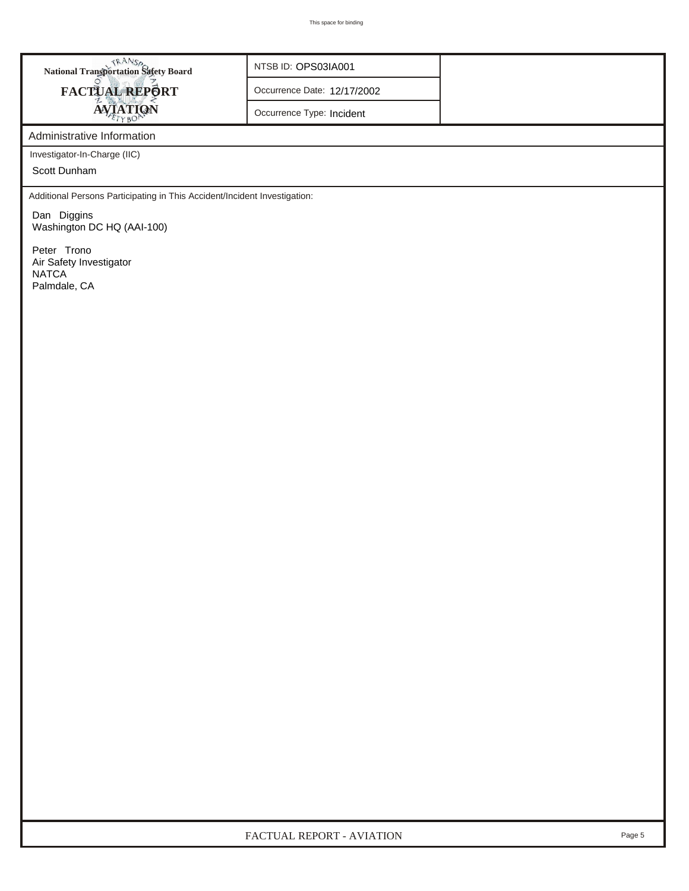**National Transportation Safety Board**
**FACTUAL REPORT**
**AVIATION**

| | |
|---|---|
| NTSB ID: OPS03IA001 | |
| Occurrence Date: 12/17/2002 | |
| Occurrence Type: Incident | |

## Administrative Information

Investigator-In-Charge (IIC)

Scott Dunham

Additional Persons Participating in This Accident/Incident Investigation:

Dan Diggins
Washington DC HQ (AAI-100)

Peter Trono
Air Safety Investigator
NATCA
Palmdale, CA